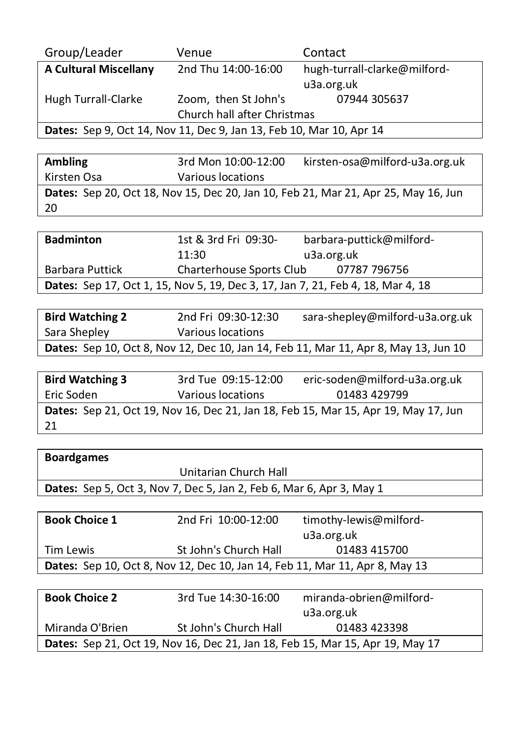| Group/Leader | Venue | Contact |
|---|---|---|
| **A Cultural Miscellany** | 2nd Thu 14:00-16:00 | hugh-turrall-clarke@milford-u3a.org.uk |
| Hugh Turrall-Clarke | Zoom, then St John's Church hall after Christmas | 07944 305637 |
| **Dates:** Sep 9, Oct 14, Nov 11, Dec 9, Jan 13, Feb 10, Mar 10, Apr 14 | | |

| | | |
|---|---|---|
| **Ambling** | 3rd Mon 10:00-12:00 | kirsten-osa@milford-u3a.org.uk |
| Kirsten Osa | Various locations | |
| **Dates:** Sep 20, Oct 18, Nov 15, Dec 20, Jan 10, Feb 21, Mar 21, Apr 25, May 16, Jun 20 | | |

| | | |
|---|---|---|
| **Badminton** | 1st & 3rd Fri 09:30-11:30 | barbara-puttick@milford-u3a.org.uk |
| Barbara Puttick | Charterhouse Sports Club | 07787 796756 |
| **Dates:** Sep 17, Oct 1, 15, Nov 5, 19, Dec 3, 17, Jan 7, 21, Feb 4, 18, Mar 4, 18 | | |

| | | |
|---|---|---|
| **Bird Watching 2** | 2nd Fri 09:30-12:30 | sara-shepley@milford-u3a.org.uk |
| Sara Shepley | Various locations | |
| **Dates:** Sep 10, Oct 8, Nov 12, Dec 10, Jan 14, Feb 11, Mar 11, Apr 8, May 13, Jun 10 | | |

| | | |
|---|---|---|
| **Bird Watching 3** | 3rd Tue 09:15-12:00 | eric-soden@milford-u3a.org.uk |
| Eric Soden | Various locations | 01483 429799 |
| **Dates:** Sep 21, Oct 19, Nov 16, Dec 21, Jan 18, Feb 15, Mar 15, Apr 19, May 17, Jun 21 | | |

| | | |
|---|---|---|
| **Boardgames** | | |
| | Unitarian Church Hall | |
| **Dates:** Sep 5, Oct 3, Nov 7, Dec 5, Jan 2, Feb 6, Mar 6, Apr 3, May 1 | | |

| | | |
|---|---|---|
| **Book Choice 1** | 2nd Fri 10:00-12:00 | timothy-lewis@milford-u3a.org.uk |
| Tim Lewis | St John's Church Hall | 01483 415700 |
| **Dates:** Sep 10, Oct 8, Nov 12, Dec 10, Jan 14, Feb 11, Mar 11, Apr 8, May 13 | | |

| | | |
|---|---|---|
| **Book Choice 2** | 3rd Tue 14:30-16:00 | miranda-obrien@milford-u3a.org.uk |
| Miranda O'Brien | St John's Church Hall | 01483 423398 |
| **Dates:** Sep 21, Oct 19, Nov 16, Dec 21, Jan 18, Feb 15, Mar 15, Apr 19, May 17 | | |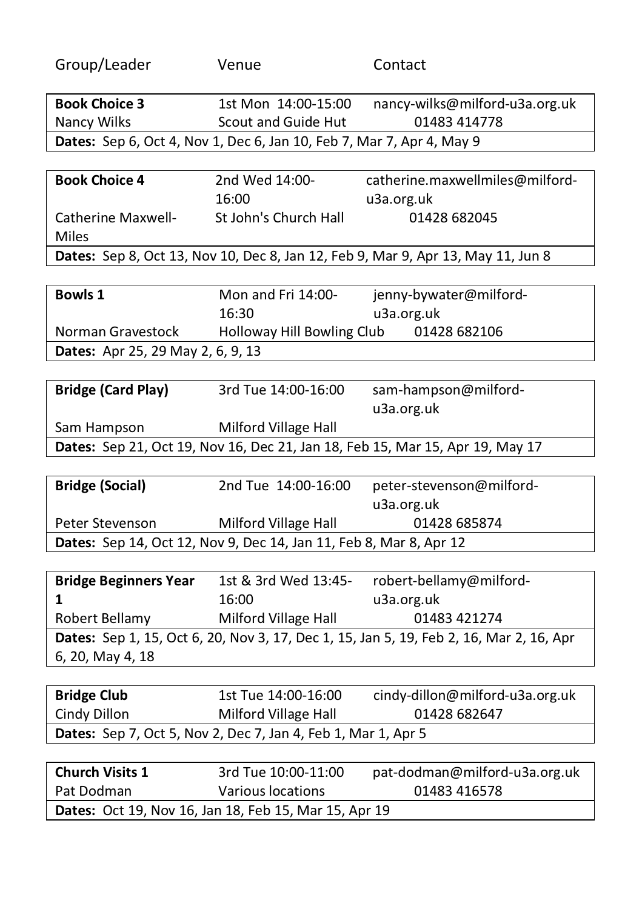| Group/Leader | Venue | Contact |
|---|---|---|

| **Book Choice 3** | 1st Mon 14:00-15:00 | nancy-wilks@milford-u3a.org.uk |
|---|---|---|
| Nancy Wilks | Scout and Guide Hut | 01483 414778 |
| **Dates:** Sep 6, Oct 4, Nov 1, Dec 6, Jan 10, Feb 7, Mar 7, Apr 4, May 9 | | |

| **Book Choice 4** | 2nd Wed 14:00-16:00 | catherine.maxwellmiles@milford-u3a.org.uk |
|---|---|---|
| Catherine Maxwell-Miles | St John's Church Hall | 01428 682045 |
| **Dates:** Sep 8, Oct 13, Nov 10, Dec 8, Jan 12, Feb 9, Mar 9, Apr 13, May 11, Jun 8 | | |

| **Bowls 1** | Mon and Fri 14:00-16:30 | jenny-bywater@milford-u3a.org.uk |
|---|---|---|
| Norman Gravestock | Holloway Hill Bowling Club | 01428 682106 |
| **Dates:** Apr 25, 29 May 2, 6, 9, 13 | | |

| **Bridge (Card Play)** | 3rd Tue 14:00-16:00 | sam-hampson@milford-u3a.org.uk |
|---|---|---|
| Sam Hampson | Milford Village Hall | |
| **Dates:** Sep 21, Oct 19, Nov 16, Dec 21, Jan 18, Feb 15, Mar 15, Apr 19, May 17 | | |

| **Bridge (Social)** | 2nd Tue 14:00-16:00 | peter-stevenson@milford-u3a.org.uk |
|---|---|---|
| Peter Stevenson | Milford Village Hall | 01428 685874 |
| **Dates:** Sep 14, Oct 12, Nov 9, Dec 14, Jan 11, Feb 8, Mar 8, Apr 12 | | |

| **Bridge Beginners Year 1** | 1st & 3rd Wed 13:45-16:00 | robert-bellamy@milford-u3a.org.uk |
|---|---|---|
| Robert Bellamy | Milford Village Hall | 01483 421274 |
| **Dates:** Sep 1, 15, Oct 6, 20, Nov 3, 17, Dec 1, 15, Jan 5, 19, Feb 2, 16, Mar 2, 16, Apr 6, 20, May 4, 18 | | |

| **Bridge Club** | 1st Tue 14:00-16:00 | cindy-dillon@milford-u3a.org.uk |
|---|---|---|
| Cindy Dillon | Milford Village Hall | 01428 682647 |
| **Dates:** Sep 7, Oct 5, Nov 2, Dec 7, Jan 4, Feb 1, Mar 1, Apr 5 | | |

| **Church Visits 1** | 3rd Tue 10:00-11:00 | pat-dodman@milford-u3a.org.uk |
|---|---|---|
| Pat Dodman | Various locations | 01483 416578 |
| **Dates:** Oct 19, Nov 16, Jan 18, Feb 15, Mar 15, Apr 19 | | |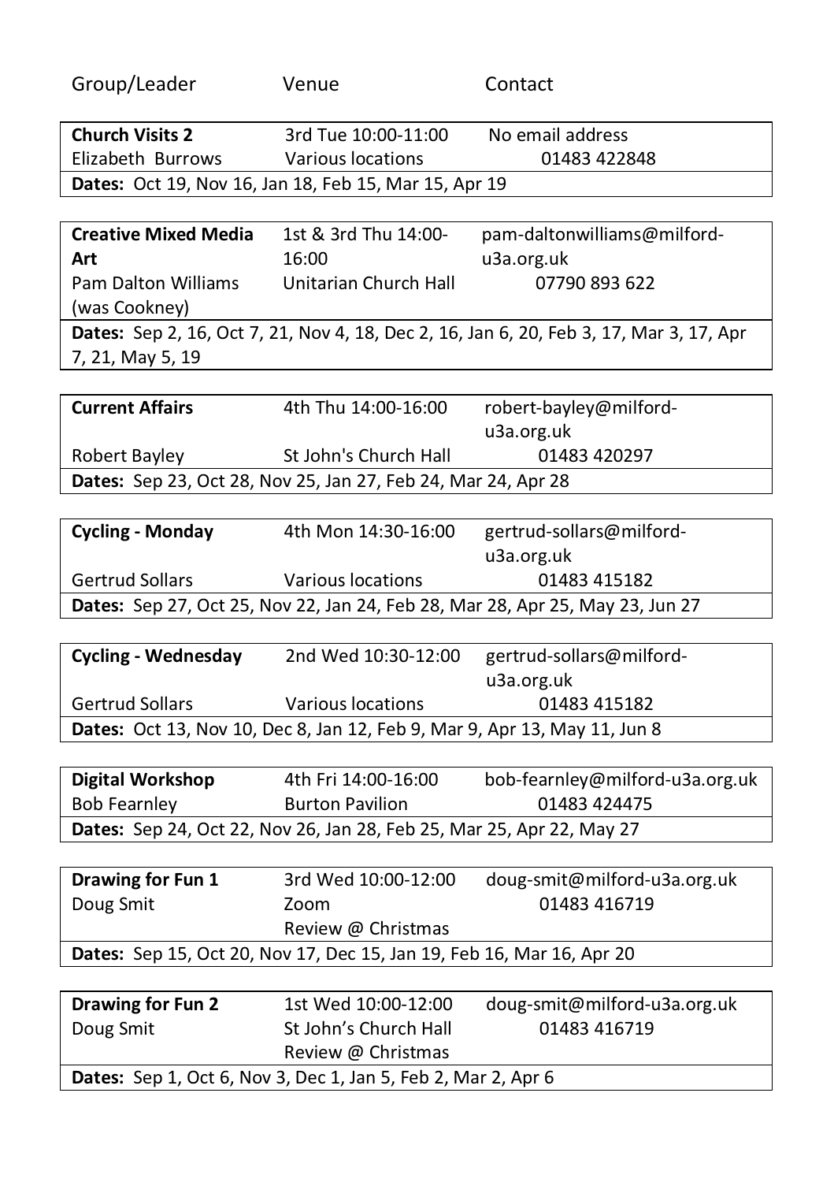| Group/Leader | Venue | Contact |
| --- | --- | --- |

| **Church Visits 2** | 3rd Tue 10:00-11:00 | No email address |
| --- | --- | --- |
| Elizabeth Burrows | Various locations | 01483 422848 |
| **Dates:** Oct 19, Nov 16, Jan 18, Feb 15, Mar 15, Apr 19 | | |

| **Creative Mixed Media Art** | 1st & 3rd Thu 14:00-16:00 | pam-daltonwilliams@milford-u3a.org.uk |
| --- | --- | --- |
| Pam Dalton Williams (was Cookney) | Unitarian Church Hall | 07790 893 622 |
| **Dates:** Sep 2, 16, Oct 7, 21, Nov 4, 18, Dec 2, 16, Jan 6, 20, Feb 3, 17, Mar 3, 17, Apr 7, 21, May 5, 19 | | |

| **Current Affairs** | 4th Thu 14:00-16:00 | robert-bayley@milford-u3a.org.uk |
| --- | --- | --- |
| Robert Bayley | St John's Church Hall | 01483 420297 |
| **Dates:** Sep 23, Oct 28, Nov 25, Jan 27, Feb 24, Mar 24, Apr 28 | | |

| **Cycling - Monday** | 4th Mon 14:30-16:00 | gertrud-sollars@milford-u3a.org.uk |
| --- | --- | --- |
| Gertrud Sollars | Various locations | 01483 415182 |
| **Dates:** Sep 27, Oct 25, Nov 22, Jan 24, Feb 28, Mar 28, Apr 25, May 23, Jun 27 | | |

| **Cycling - Wednesday** | 2nd Wed 10:30-12:00 | gertrud-sollars@milford-u3a.org.uk |
| --- | --- | --- |
| Gertrud Sollars | Various locations | 01483 415182 |
| **Dates:** Oct 13, Nov 10, Dec 8, Jan 12, Feb 9, Mar 9, Apr 13, May 11, Jun 8 | | |

| **Digital Workshop** | 4th Fri 14:00-16:00 | bob-fearnley@milford-u3a.org.uk |
| --- | --- | --- |
| Bob Fearnley | Burton Pavilion | 01483 424475 |
| **Dates:** Sep 24, Oct 22, Nov 26, Jan 28, Feb 25, Mar 25, Apr 22, May 27 | | |

| **Drawing for Fun 1** | 3rd Wed 10:00-12:00 | doug-smit@milford-u3a.org.uk |
| --- | --- | --- |
| Doug Smit | Zoom<br>Review @ Christmas | 01483 416719 |
| **Dates:** Sep 15, Oct 20, Nov 17, Dec 15, Jan 19, Feb 16, Mar 16, Apr 20 | | |

| **Drawing for Fun 2** | 1st Wed 10:00-12:00 | doug-smit@milford-u3a.org.uk |
| --- | --- | --- |
| Doug Smit | St John's Church Hall<br>Review @ Christmas | 01483 416719 |
| **Dates:** Sep 1, Oct 6, Nov 3, Dec 1, Jan 5, Feb 2, Mar 2, Apr 6 | | |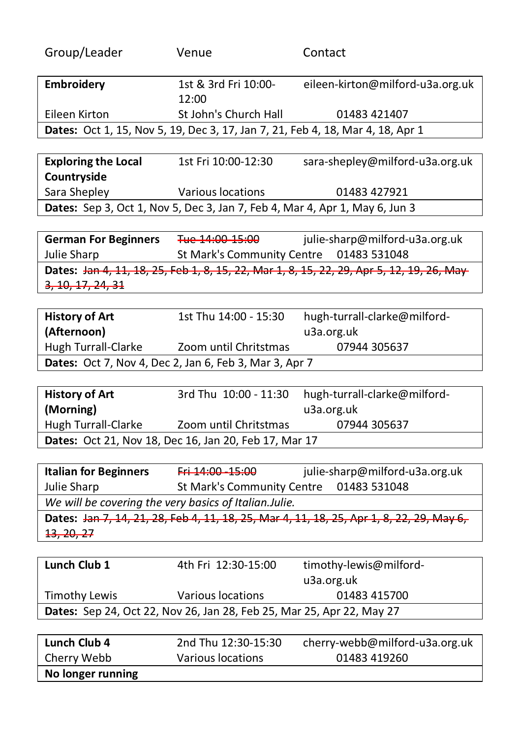| Group/Leader | Venue | Contact |
|---|---|---|

| **Embroidery** | 1st & 3rd Fri 10:00-12:00 | eileen-kirton@milford-u3a.org.uk |
|---|---|---|
| Eileen Kirton | St John's Church Hall | 01483 421407 |
| **Dates:** Oct 1, 15, Nov 5, 19, Dec 3, 17, Jan 7, 21, Feb 4, 18, Mar 4, 18, Apr 1 | | |

| **Exploring the Local Countryside** | 1st Fri 10:00-12:30 | sara-shepley@milford-u3a.org.uk |
|---|---|---|
| Sara Shepley | Various locations | 01483 427921 |
| **Dates:** Sep 3, Oct 1, Nov 5, Dec 3, Jan 7, Feb 4, Mar 4, Apr 1, May 6, Jun 3 | | |

| **German For Beginners** | ~~Tue 14:00-15:00~~ | julie-sharp@milford-u3a.org.uk |
|---|---|---|
| Julie Sharp | St Mark's Community Centre | 01483 531048 |
| **Dates:** ~~Jan 4, 11, 18, 25, Feb 1, 8, 15, 22, Mar 1, 8, 15, 22, 29, Apr 5, 12, 19, 26, May 3, 10, 17, 24, 31~~ | | |

| **History of Art (Afternoon)** | 1st Thu 14:00 - 15:30 | hugh-turrall-clarke@milford-u3a.org.uk |
|---|---|---|
| Hugh Turrall-Clarke | Zoom until Chritstmas | 07944 305637 |
| **Dates:** Oct 7, Nov 4, Dec 2, Jan 6, Feb 3, Mar 3, Apr 7 | | |

| **History of Art (Morning)** | 3rd Thu 10:00 - 11:30 | hugh-turrall-clarke@milford-u3a.org.uk |
|---|---|---|
| Hugh Turrall-Clarke | Zoom until Chritstmas | 07944 305637 |
| **Dates:** Oct 21, Nov 18, Dec 16, Jan 20, Feb 17, Mar 17 | | |

| **Italian for Beginners** | ~~Fri 14:00 -15:00~~ | julie-sharp@milford-u3a.org.uk |
|---|---|---|
| Julie Sharp | St Mark's Community Centre | 01483 531048 |
| *We will be covering the very basics of Italian.Julie.* | | |
| **Dates:** ~~Jan 7, 14, 21, 28, Feb 4, 11, 18, 25, Mar 4, 11, 18, 25, Apr 1, 8, 22, 29, May 6, 13, 20, 27~~ | | |

| **Lunch Club 1** | 4th Fri 12:30-15:00 | timothy-lewis@milford-u3a.org.uk |
|---|---|---|
| Timothy Lewis | Various locations | 01483 415700 |
| **Dates:** Sep 24, Oct 22, Nov 26, Jan 28, Feb 25, Mar 25, Apr 22, May 27 | | |

| **Lunch Club 4** | 2nd Thu 12:30-15:30 | cherry-webb@milford-u3a.org.uk |
|---|---|---|
| Cherry Webb | Various locations | 01483 419260 |
| **No longer running** | | |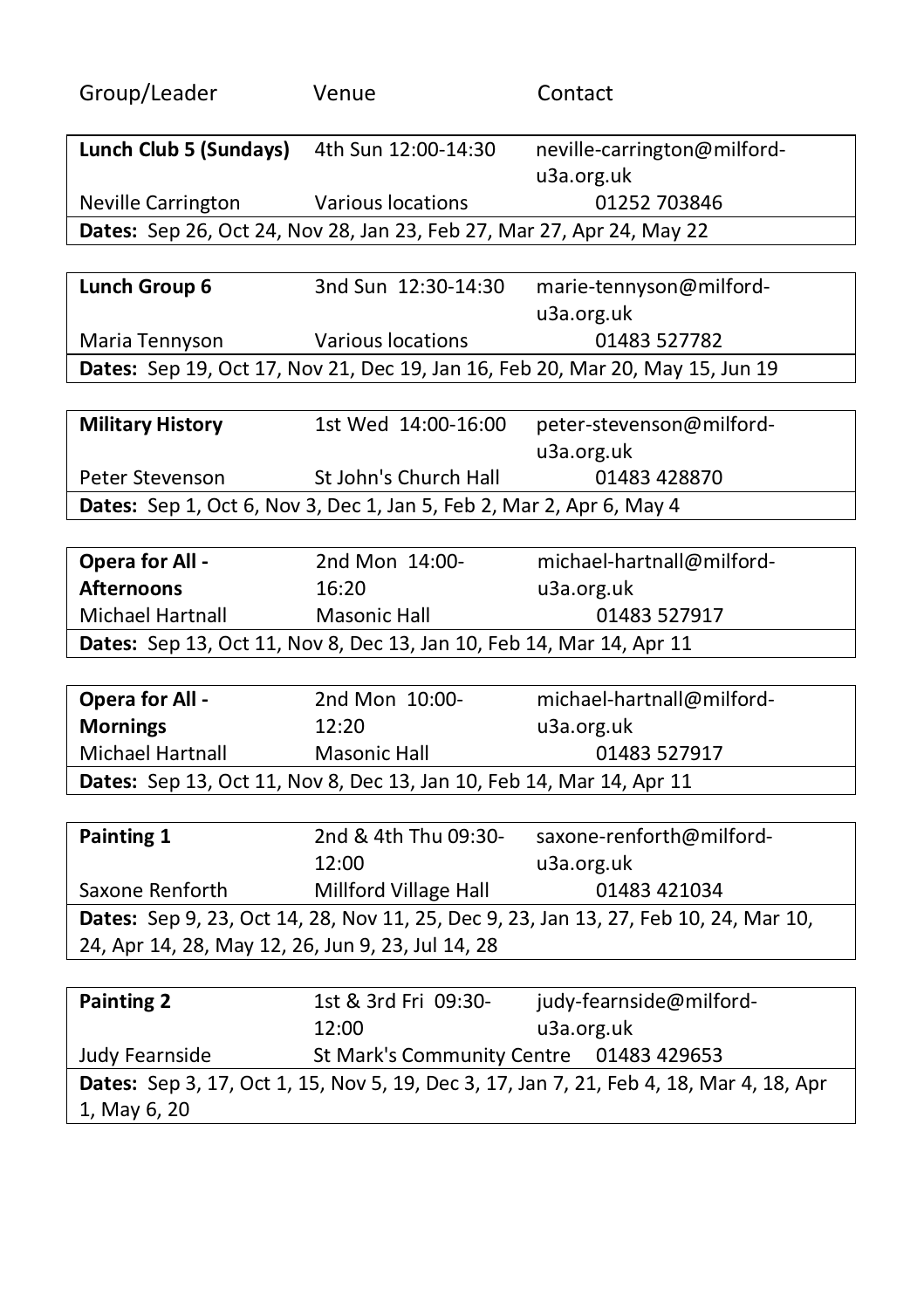| Group/Leader | Venue | Contact |
|---|---|---|

| **Lunch Club 5 (Sundays)** | 4th Sun 12:00-14:30 | neville-carrington@milford-u3a.org.uk |
|---|---|---|
| Neville Carrington | Various locations | 01252 703846 |
| **Dates:** Sep 26, Oct 24, Nov 28, Jan 23, Feb 27, Mar 27, Apr 24, May 22 | | |

| **Lunch Group 6** | 3nd Sun 12:30-14:30 | marie-tennyson@milford-u3a.org.uk |
|---|---|---|
| Maria Tennyson | Various locations | 01483 527782 |
| **Dates:** Sep 19, Oct 17, Nov 21, Dec 19, Jan 16, Feb 20, Mar 20, May 15, Jun 19 | | |

| **Military History** | 1st Wed 14:00-16:00 | peter-stevenson@milford-u3a.org.uk |
|---|---|---|
| Peter Stevenson | St John's Church Hall | 01483 428870 |
| **Dates:** Sep 1, Oct 6, Nov 3, Dec 1, Jan 5, Feb 2, Mar 2, Apr 6, May 4 | | |

| **Opera for All - Afternoons** | 2nd Mon 14:00-16:20 | michael-hartnall@milford-u3a.org.uk |
|---|---|---|
| Michael Hartnall | Masonic Hall | 01483 527917 |
| **Dates:** Sep 13, Oct 11, Nov 8, Dec 13, Jan 10, Feb 14, Mar 14, Apr 11 | | |

| **Opera for All - Mornings** | 2nd Mon 10:00-12:20 | michael-hartnall@milford-u3a.org.uk |
|---|---|---|
| Michael Hartnall | Masonic Hall | 01483 527917 |
| **Dates:** Sep 13, Oct 11, Nov 8, Dec 13, Jan 10, Feb 14, Mar 14, Apr 11 | | |

| **Painting 1** | 2nd & 4th Thu 09:30-12:00 | saxone-renforth@milford-u3a.org.uk |
|---|---|---|
| Saxone Renforth | Millford Village Hall | 01483 421034 |
| **Dates:** Sep 9, 23, Oct 14, 28, Nov 11, 25, Dec 9, 23, Jan 13, 27, Feb 10, 24, Mar 10, 24, Apr 14, 28, May 12, 26, Jun 9, 23, Jul 14, 28 | | |

| **Painting 2** | 1st & 3rd Fri 09:30-12:00 | judy-fearnside@milford-u3a.org.uk |
|---|---|---|
| Judy Fearnside | St Mark's Community Centre | 01483 429653 |
| **Dates:** Sep 3, 17, Oct 1, 15, Nov 5, 19, Dec 3, 17, Jan 7, 21, Feb 4, 18, Mar 4, 18, Apr 1, May 6, 20 | | |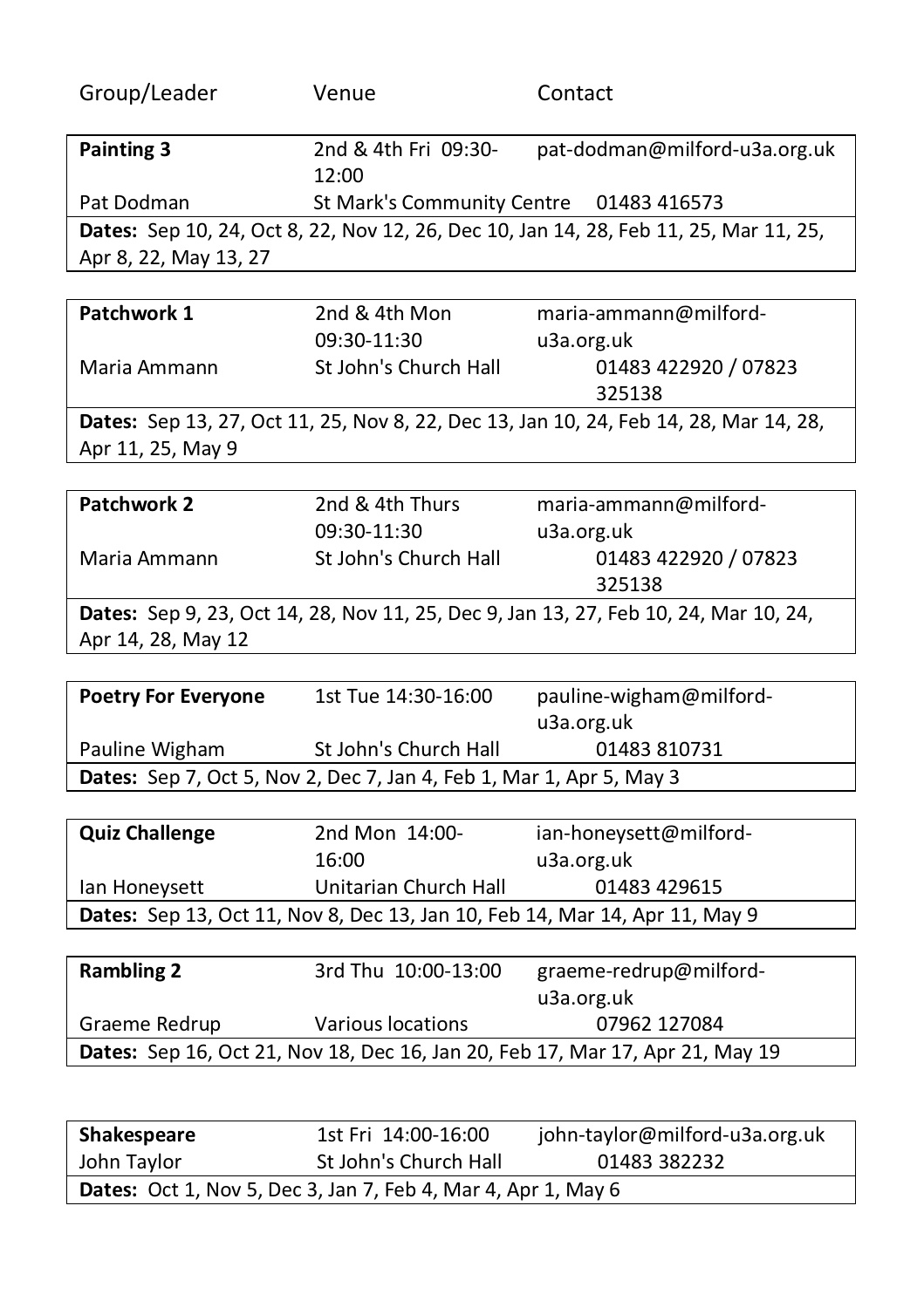| Group/Leader | Venue | Contact |
|---|---|---|

| **Painting 3** | 2nd & 4th Fri 09:30-12:00 | pat-dodman@milford-u3a.org.uk |
|---|---|---|
| Pat Dodman | St Mark's Community Centre | 01483 416573 |
| **Dates:** Sep 10, 24, Oct 8, 22, Nov 12, 26, Dec 10, Jan 14, 28, Feb 11, 25, Mar 11, 25, Apr 8, 22, May 13, 27 | | |

| **Patchwork 1** | 2nd & 4th Mon 09:30-11:30 | maria-ammann@milford-u3a.org.uk |
|---|---|---|
| Maria Ammann | St John's Church Hall | 01483 422920 / 07823 325138 |
| **Dates:** Sep 13, 27, Oct 11, 25, Nov 8, 22, Dec 13, Jan 10, 24, Feb 14, 28, Mar 14, 28, Apr 11, 25, May 9 | | |

| **Patchwork 2** | 2nd & 4th Thurs 09:30-11:30 | maria-ammann@milford-u3a.org.uk |
|---|---|---|
| Maria Ammann | St John's Church Hall | 01483 422920 / 07823 325138 |
| **Dates:** Sep 9, 23, Oct 14, 28, Nov 11, 25, Dec 9, Jan 13, 27, Feb 10, 24, Mar 10, 24, Apr 14, 28, May 12 | | |

| **Poetry For Everyone** | 1st Tue 14:30-16:00 | pauline-wigham@milford-u3a.org.uk |
|---|---|---|
| Pauline Wigham | St John's Church Hall | 01483 810731 |
| **Dates:** Sep 7, Oct 5, Nov 2, Dec 7, Jan 4, Feb 1, Mar 1, Apr 5, May 3 | | |

| **Quiz Challenge** | 2nd Mon 14:00-16:00 | ian-honeysett@milford-u3a.org.uk |
|---|---|---|
| Ian Honeysett | Unitarian Church Hall | 01483 429615 |
| **Dates:** Sep 13, Oct 11, Nov 8, Dec 13, Jan 10, Feb 14, Mar 14, Apr 11, May 9 | | |

| **Rambling 2** | 3rd Thu 10:00-13:00 | graeme-redrup@milford-u3a.org.uk |
|---|---|---|
| Graeme Redrup | Various locations | 07962 127084 |
| **Dates:** Sep 16, Oct 21, Nov 18, Dec 16, Jan 20, Feb 17, Mar 17, Apr 21, May 19 | | |

| **Shakespeare** | 1st Fri 14:00-16:00 | john-taylor@milford-u3a.org.uk |
|---|---|---|
| John Taylor | St John's Church Hall | 01483 382232 |
| **Dates:** Oct 1, Nov 5, Dec 3, Jan 7, Feb 4, Mar 4, Apr 1, May 6 | | |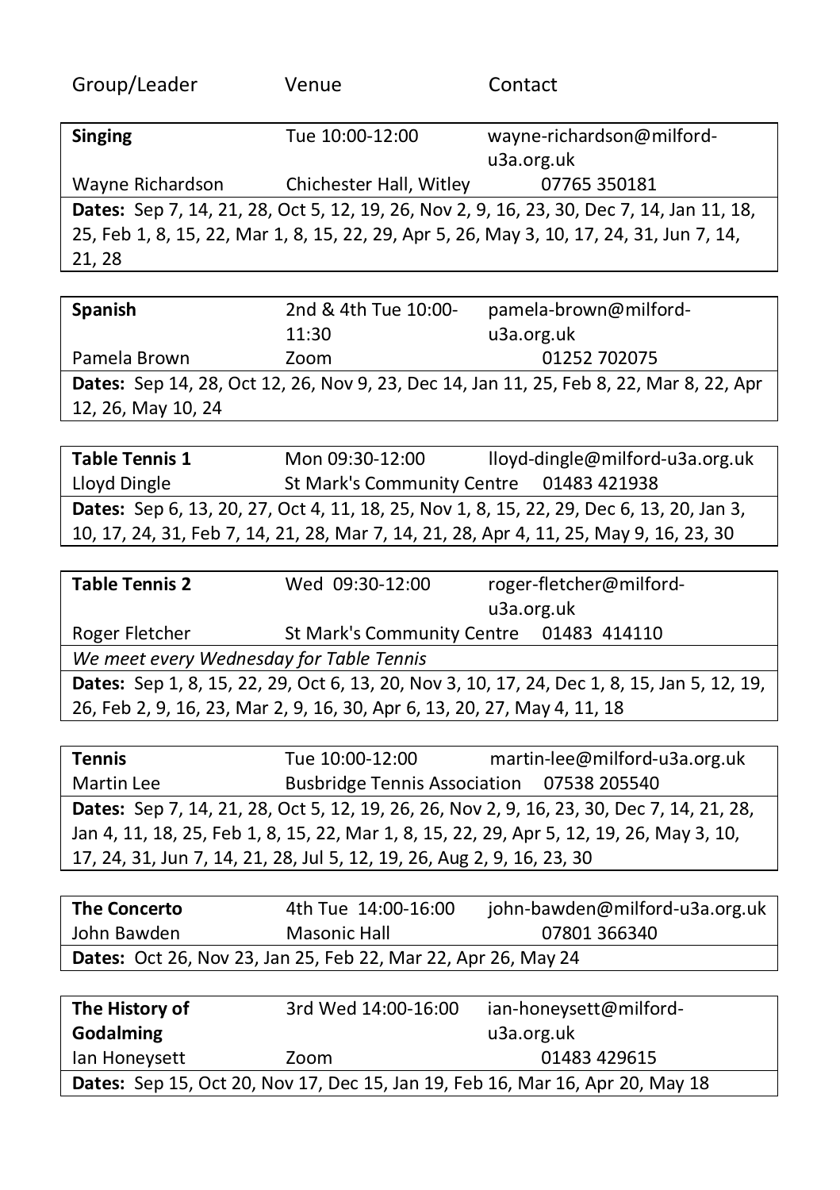| Group/Leader | Venue | Contact |
|---|---|---|

| **Singing** | Tue 10:00-12:00 | wayne-richardson@milford-u3a.org.uk |
|---|---|---|
| Wayne Richardson | Chichester Hall, Witley | 07765 350181 |
| **Dates:** Sep 7, 14, 21, 28, Oct 5, 12, 19, 26, Nov 2, 9, 16, 23, 30, Dec 7, 14, Jan 11, 18, 25, Feb 1, 8, 15, 22, Mar 1, 8, 15, 22, 29, Apr 5, 26, May 3, 10, 17, 24, 31, Jun 7, 14, 21, 28 | | |

| **Spanish** | 2nd & 4th Tue 10:00-11:30 | pamela-brown@milford-u3a.org.uk |
|---|---|---|
| Pamela Brown | Zoom | 01252 702075 |
| **Dates:** Sep 14, 28, Oct 12, 26, Nov 9, 23, Dec 14, Jan 11, 25, Feb 8, 22, Mar 8, 22, Apr 12, 26, May 10, 24 | | |

| **Table Tennis 1** | Mon 09:30-12:00 | lloyd-dingle@milford-u3a.org.uk |
|---|---|---|
| Lloyd Dingle | St Mark's Community Centre | 01483 421938 |
| **Dates:** Sep 6, 13, 20, 27, Oct 4, 11, 18, 25, Nov 1, 8, 15, 22, 29, Dec 6, 13, 20, Jan 3, 10, 17, 24, 31, Feb 7, 14, 21, 28, Mar 7, 14, 21, 28, Apr 4, 11, 25, May 9, 16, 23, 30 | | |

| **Table Tennis 2** | Wed 09:30-12:00 | roger-fletcher@milford-u3a.org.uk |
|---|---|---|
| Roger Fletcher | St Mark's Community Centre | 01483 414110 |
| *We meet every Wednesday for Table Tennis* | | |
| **Dates:** Sep 1, 8, 15, 22, 29, Oct 6, 13, 20, Nov 3, 10, 17, 24, Dec 1, 8, 15, Jan 5, 12, 19, 26, Feb 2, 9, 16, 23, Mar 2, 9, 16, 30, Apr 6, 13, 20, 27, May 4, 11, 18 | | |

| **Tennis** | Tue 10:00-12:00 | martin-lee@milford-u3a.org.uk |
|---|---|---|
| Martin Lee | Busbridge Tennis Association | 07538 205540 |
| **Dates:** Sep 7, 14, 21, 28, Oct 5, 12, 19, 26, 26, Nov 2, 9, 16, 23, 30, Dec 7, 14, 21, 28, Jan 4, 11, 18, 25, Feb 1, 8, 15, 22, Mar 1, 8, 15, 22, 29, Apr 5, 12, 19, 26, May 3, 10, 17, 24, 31, Jun 7, 14, 21, 28, Jul 5, 12, 19, 26, Aug 2, 9, 16, 23, 30 | | |

| **The Concerto** | 4th Tue 14:00-16:00 | john-bawden@milford-u3a.org.uk |
|---|---|---|
| John Bawden | Masonic Hall | 07801 366340 |
| **Dates:** Oct 26, Nov 23, Jan 25, Feb 22, Mar 22, Apr 26, May 24 | | |

| **The History of Godalming** | 3rd Wed 14:00-16:00 | ian-honeysett@milford-u3a.org.uk |
|---|---|---|
| Ian Honeysett | Zoom | 01483 429615 |
| **Dates:** Sep 15, Oct 20, Nov 17, Dec 15, Jan 19, Feb 16, Mar 16, Apr 20, May 18 | | |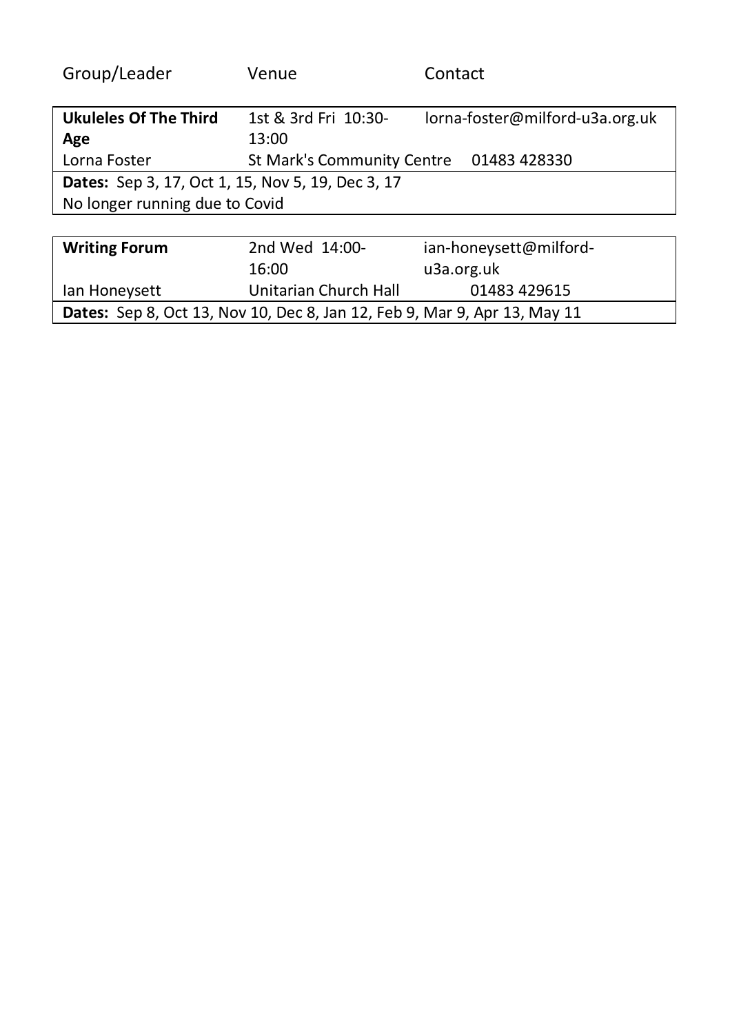| Group/Leader | Venue | Contact |
|---|---|---|
| **Ukuleles Of The Third Age** | 1st & 3rd Fri 10:30-13:00 | lorna-foster@milford-u3a.org.uk |
| Lorna Foster | St Mark's Community Centre | 01483 428330 |
| **Dates:** Sep 3, 17, Oct 1, 15, Nov 5, 19, Dec 3, 17 | | |
| No longer running due to Covid | | |

| Group/Leader | Venue | Contact |
|---|---|---|
| **Writing Forum** | 2nd Wed 14:00-16:00 | ian-honeysett@milford-u3a.org.uk |
| Ian Honeysett | Unitarian Church Hall | 01483 429615 |
| **Dates:** Sep 8, Oct 13, Nov 10, Dec 8, Jan 12, Feb 9, Mar 9, Apr 13, May 11 | | |